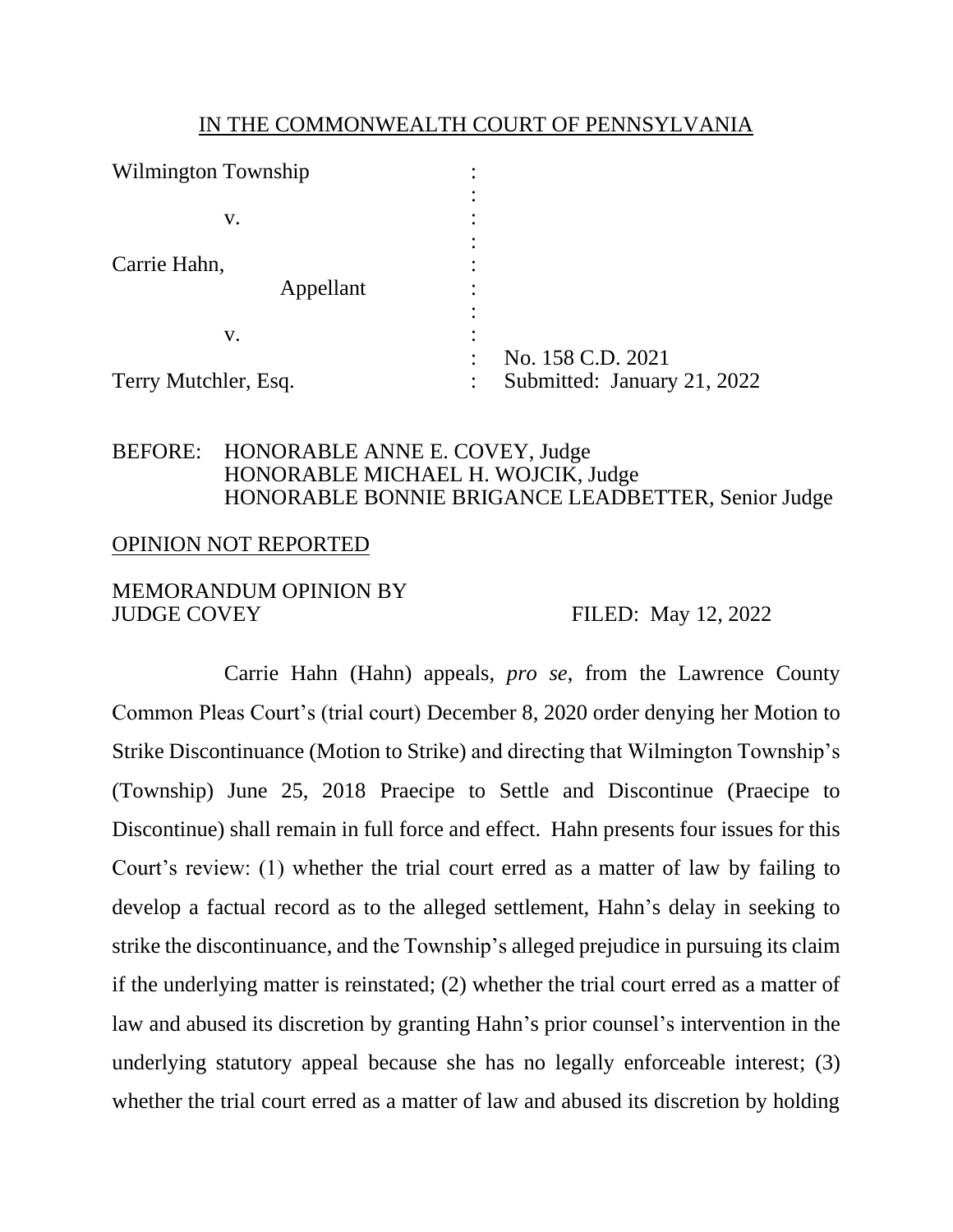IN THE COMMONWEALTH COURT OF PENNSYLVANIA

| | | |
|---|---|---|
| Wilmington Township | : | |
| | : | |
| v. | : | |
| | : | |
| Carrie Hahn, | : | |
| Appellant | : | |
| | : | |
| v. | : | |
| | : | No. 158 C.D. 2021 |
| Terry Mutchler, Esq. | : | Submitted: January 21, 2022 |

BEFORE: HONORABLE ANNE E. COVEY, Judge
HONORABLE MICHAEL H. WOJCIK, Judge
HONORABLE BONNIE BRIGANCE LEADBETTER, Senior Judge

OPINION NOT REPORTED

MEMORANDUM OPINION BY
JUDGE COVEY FILED: May 12, 2022

Carrie Hahn (Hahn) appeals, *pro se*, from the Lawrence County Common Pleas Court's (trial court) December 8, 2020 order denying her Motion to Strike Discontinuance (Motion to Strike) and directing that Wilmington Township's (Township) June 25, 2018 Praecipe to Settle and Discontinue (Praecipe to Discontinue) shall remain in full force and effect. Hahn presents four issues for this Court's review: (1) whether the trial court erred as a matter of law by failing to develop a factual record as to the alleged settlement, Hahn's delay in seeking to strike the discontinuance, and the Township's alleged prejudice in pursuing its claim if the underlying matter is reinstated; (2) whether the trial court erred as a matter of law and abused its discretion by granting Hahn's prior counsel's intervention in the underlying statutory appeal because she has no legally enforceable interest; (3) whether the trial court erred as a matter of law and abused its discretion by holding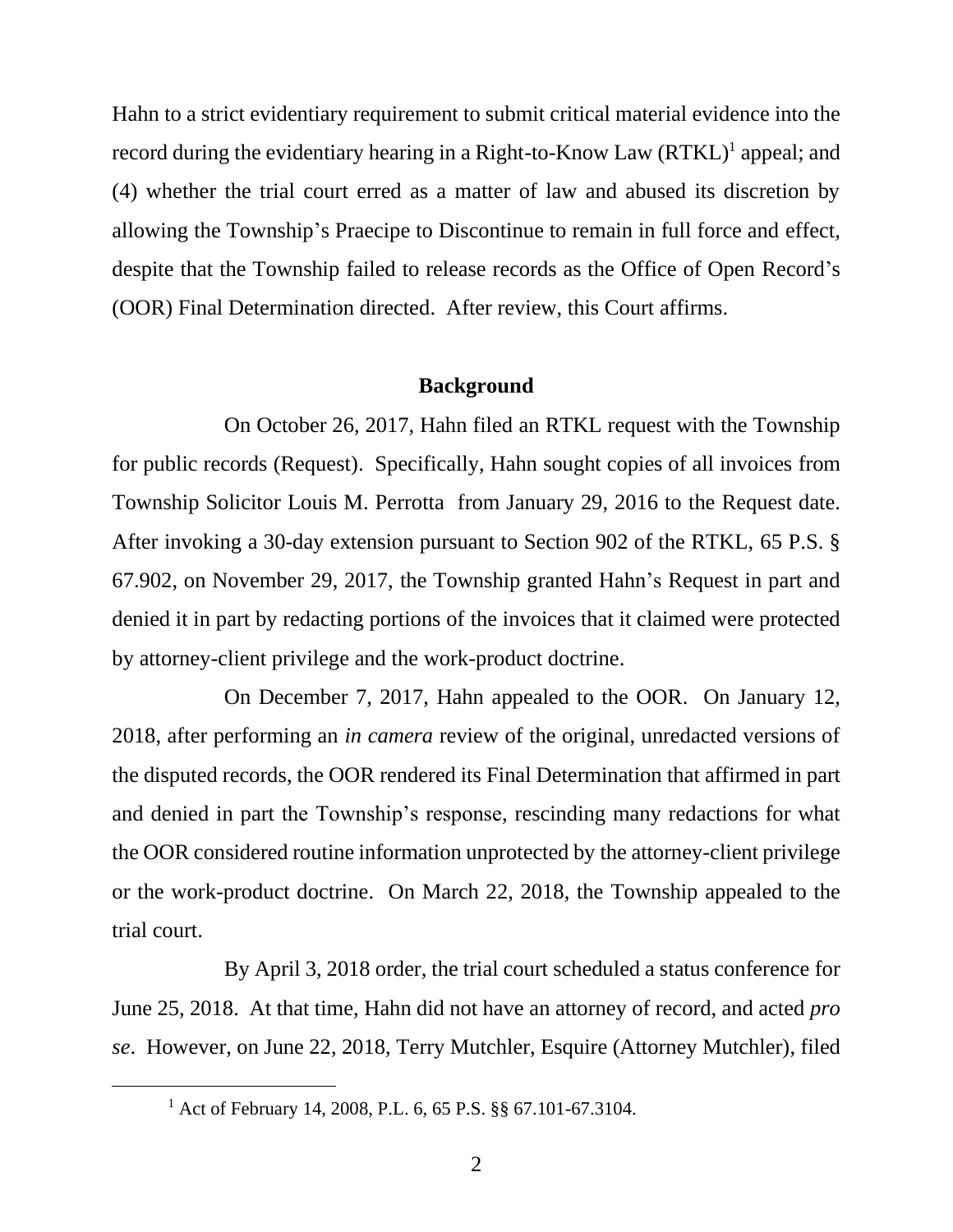Hahn to a strict evidentiary requirement to submit critical material evidence into the record during the evidentiary hearing in a Right-to-Know Law (RTKL)[1] appeal; and (4) whether the trial court erred as a matter of law and abused its discretion by allowing the Township's Praecipe to Discontinue to remain in full force and effect, despite that the Township failed to release records as the Office of Open Record's (OOR) Final Determination directed. After review, this Court affirms.

**Background**

On October 26, 2017, Hahn filed an RTKL request with the Township for public records (Request). Specifically, Hahn sought copies of all invoices from Township Solicitor Louis M. Perrotta from January 29, 2016 to the Request date. After invoking a 30-day extension pursuant to Section 902 of the RTKL, 65 P.S. § 67.902, on November 29, 2017, the Township granted Hahn's Request in part and denied it in part by redacting portions of the invoices that it claimed were protected by attorney-client privilege and the work-product doctrine.

On December 7, 2017, Hahn appealed to the OOR. On January 12, 2018, after performing an *in camera* review of the original, unredacted versions of the disputed records, the OOR rendered its Final Determination that affirmed in part and denied in part the Township's response, rescinding many redactions for what the OOR considered routine information unprotected by the attorney-client privilege or the work-product doctrine. On March 22, 2018, the Township appealed to the trial court.

By April 3, 2018 order, the trial court scheduled a status conference for June 25, 2018. At that time, Hahn did not have an attorney of record, and acted *pro se*. However, on June 22, 2018, Terry Mutchler, Esquire (Attorney Mutchler), filed

[1] Act of February 14, 2008, P.L. 6, 65 P.S. §§ 67.101-67.3104.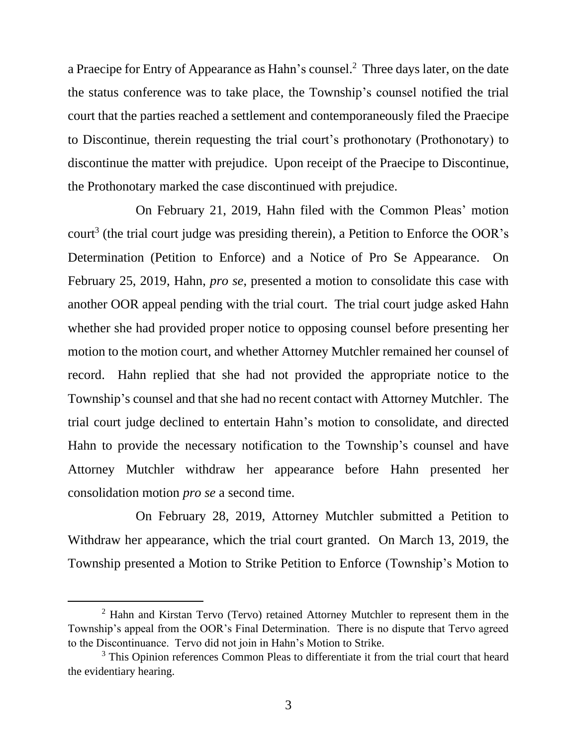a Praecipe for Entry of Appearance as Hahn's counsel.[2] Three days later, on the date the status conference was to take place, the Township's counsel notified the trial court that the parties reached a settlement and contemporaneously filed the Praecipe to Discontinue, therein requesting the trial court's prothonotary (Prothonotary) to discontinue the matter with prejudice. Upon receipt of the Praecipe to Discontinue, the Prothonotary marked the case discontinued with prejudice.

On February 21, 2019, Hahn filed with the Common Pleas' motion court[3] (the trial court judge was presiding therein), a Petition to Enforce the OOR's Determination (Petition to Enforce) and a Notice of Pro Se Appearance. On February 25, 2019, Hahn, *pro se*, presented a motion to consolidate this case with another OOR appeal pending with the trial court. The trial court judge asked Hahn whether she had provided proper notice to opposing counsel before presenting her motion to the motion court, and whether Attorney Mutchler remained her counsel of record. Hahn replied that she had not provided the appropriate notice to the Township's counsel and that she had no recent contact with Attorney Mutchler. The trial court judge declined to entertain Hahn's motion to consolidate, and directed Hahn to provide the necessary notification to the Township's counsel and have Attorney Mutchler withdraw her appearance before Hahn presented her consolidation motion *pro se* a second time.

On February 28, 2019, Attorney Mutchler submitted a Petition to Withdraw her appearance, which the trial court granted. On March 13, 2019, the Township presented a Motion to Strike Petition to Enforce (Township's Motion to

---

[2] Hahn and Kirstan Tervo (Tervo) retained Attorney Mutchler to represent them in the Township's appeal from the OOR's Final Determination. There is no dispute that Tervo agreed to the Discontinuance. Tervo did not join in Hahn's Motion to Strike.

[3] This Opinion references Common Pleas to differentiate it from the trial court that heard the evidentiary hearing.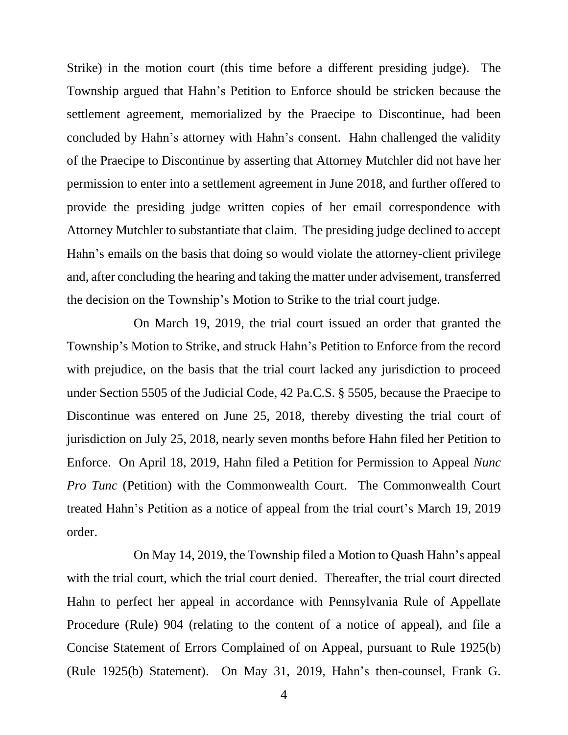Strike) in the motion court (this time before a different presiding judge). The Township argued that Hahn's Petition to Enforce should be stricken because the settlement agreement, memorialized by the Praecipe to Discontinue, had been concluded by Hahn's attorney with Hahn's consent. Hahn challenged the validity of the Praecipe to Discontinue by asserting that Attorney Mutchler did not have her permission to enter into a settlement agreement in June 2018, and further offered to provide the presiding judge written copies of her email correspondence with Attorney Mutchler to substantiate that claim. The presiding judge declined to accept Hahn's emails on the basis that doing so would violate the attorney-client privilege and, after concluding the hearing and taking the matter under advisement, transferred the decision on the Township's Motion to Strike to the trial court judge.

On March 19, 2019, the trial court issued an order that granted the Township's Motion to Strike, and struck Hahn's Petition to Enforce from the record with prejudice, on the basis that the trial court lacked any jurisdiction to proceed under Section 5505 of the Judicial Code, 42 Pa.C.S. § 5505, because the Praecipe to Discontinue was entered on June 25, 2018, thereby divesting the trial court of jurisdiction on July 25, 2018, nearly seven months before Hahn filed her Petition to Enforce. On April 18, 2019, Hahn filed a Petition for Permission to Appeal *Nunc Pro Tunc* (Petition) with the Commonwealth Court. The Commonwealth Court treated Hahn's Petition as a notice of appeal from the trial court's March 19, 2019 order.

On May 14, 2019, the Township filed a Motion to Quash Hahn's appeal with the trial court, which the trial court denied. Thereafter, the trial court directed Hahn to perfect her appeal in accordance with Pennsylvania Rule of Appellate Procedure (Rule) 904 (relating to the content of a notice of appeal), and file a Concise Statement of Errors Complained of on Appeal, pursuant to Rule 1925(b) (Rule 1925(b) Statement). On May 31, 2019, Hahn's then-counsel, Frank G.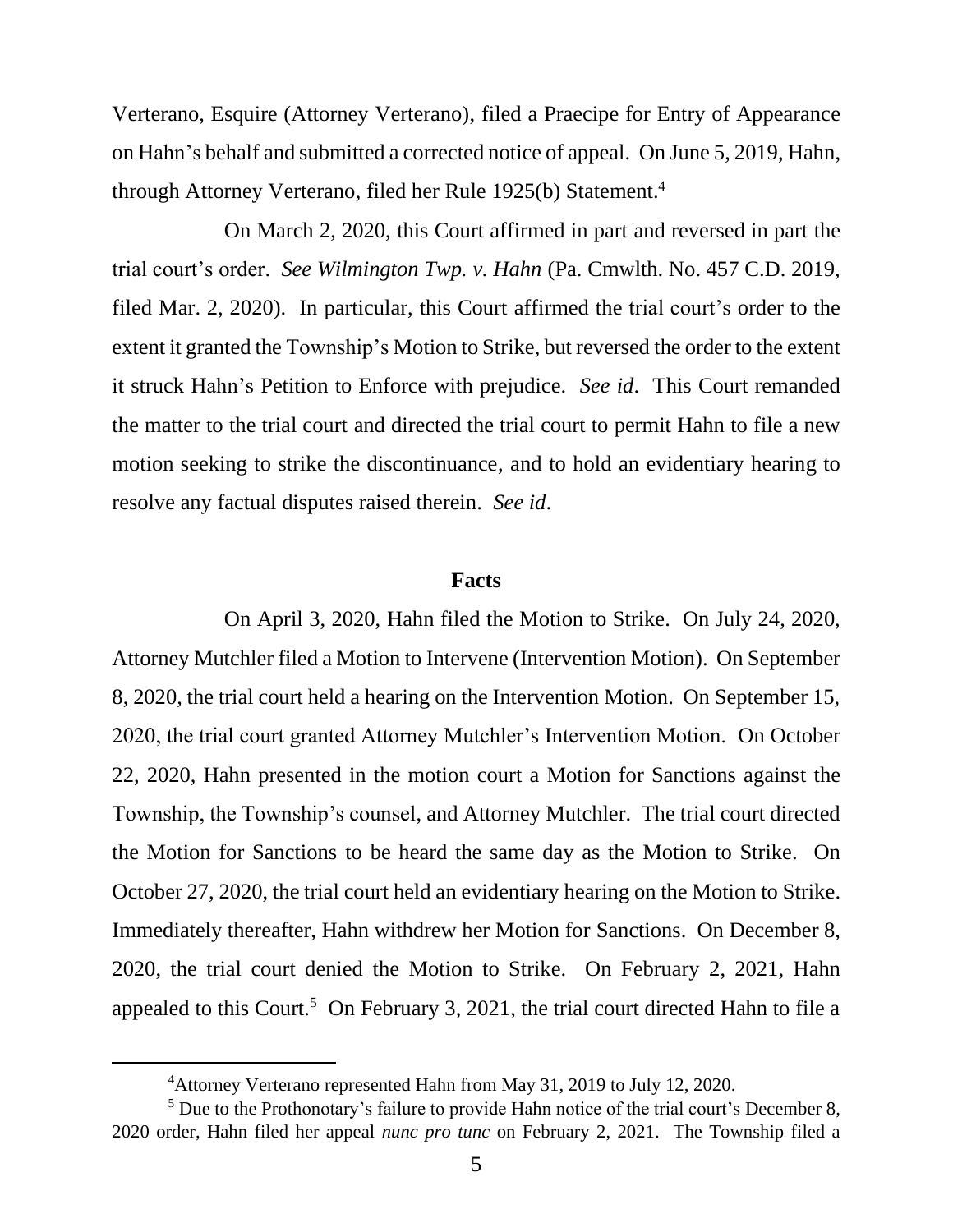Verterano, Esquire (Attorney Verterano), filed a Praecipe for Entry of Appearance on Hahn's behalf and submitted a corrected notice of appeal. On June 5, 2019, Hahn, through Attorney Verterano, filed her Rule 1925(b) Statement.[4]

On March 2, 2020, this Court affirmed in part and reversed in part the trial court's order. *See Wilmington Twp. v. Hahn* (Pa. Cmwlth. No. 457 C.D. 2019, filed Mar. 2, 2020). In particular, this Court affirmed the trial court's order to the extent it granted the Township's Motion to Strike, but reversed the order to the extent it struck Hahn's Petition to Enforce with prejudice. *See id*. This Court remanded the matter to the trial court and directed the trial court to permit Hahn to file a new motion seeking to strike the discontinuance, and to hold an evidentiary hearing to resolve any factual disputes raised therein. *See id*.

## Facts

On April 3, 2020, Hahn filed the Motion to Strike. On July 24, 2020, Attorney Mutchler filed a Motion to Intervene (Intervention Motion). On September 8, 2020, the trial court held a hearing on the Intervention Motion. On September 15, 2020, the trial court granted Attorney Mutchler's Intervention Motion. On October 22, 2020, Hahn presented in the motion court a Motion for Sanctions against the Township, the Township's counsel, and Attorney Mutchler. The trial court directed the Motion for Sanctions to be heard the same day as the Motion to Strike. On October 27, 2020, the trial court held an evidentiary hearing on the Motion to Strike. Immediately thereafter, Hahn withdrew her Motion for Sanctions. On December 8, 2020, the trial court denied the Motion to Strike. On February 2, 2021, Hahn appealed to this Court.[5] On February 3, 2021, the trial court directed Hahn to file a

[4] Attorney Verterano represented Hahn from May 31, 2019 to July 12, 2020.

[5] Due to the Prothonotary's failure to provide Hahn notice of the trial court's December 8, 2020 order, Hahn filed her appeal *nunc pro tunc* on February 2, 2021. The Township filed a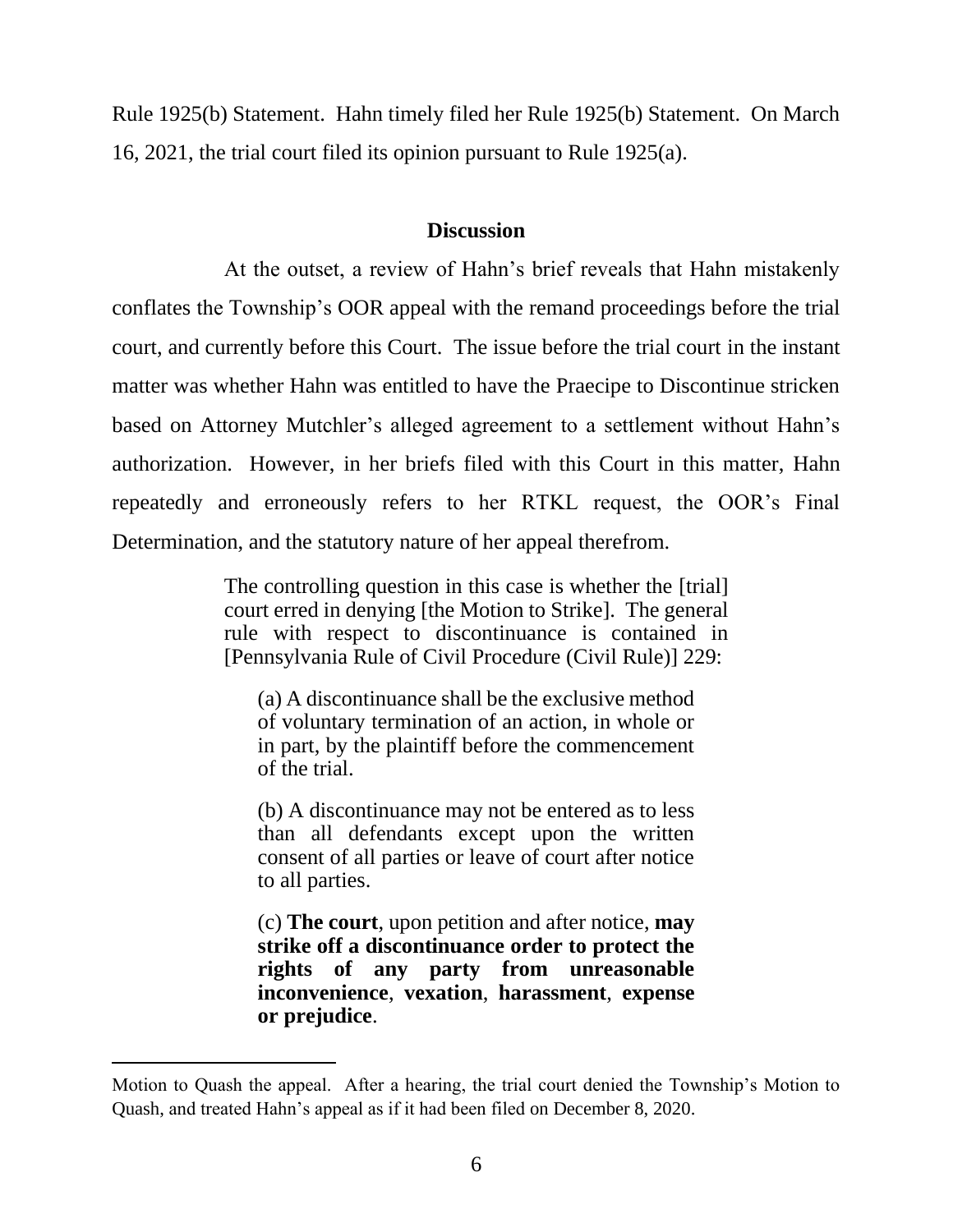Rule 1925(b) Statement. Hahn timely filed her Rule 1925(b) Statement. On March 16, 2021, the trial court filed its opinion pursuant to Rule 1925(a).

## Discussion

At the outset, a review of Hahn's brief reveals that Hahn mistakenly conflates the Township's OOR appeal with the remand proceedings before the trial court, and currently before this Court. The issue before the trial court in the instant matter was whether Hahn was entitled to have the Praecipe to Discontinue stricken based on Attorney Mutchler's alleged agreement to a settlement without Hahn's authorization. However, in her briefs filed with this Court in this matter, Hahn repeatedly and erroneously refers to her RTKL request, the OOR's Final Determination, and the statutory nature of her appeal therefrom.

> The controlling question in this case is whether the [trial] court erred in denying [the Motion to Strike]. The general rule with respect to discontinuance is contained in [Pennsylvania Rule of Civil Procedure (Civil Rule)] 229:
>
> > (a) A discontinuance shall be the exclusive method of voluntary termination of an action, in whole or in part, by the plaintiff before the commencement of the trial.
> >
> > (b) A discontinuance may not be entered as to less than all defendants except upon the written consent of all parties or leave of court after notice to all parties.
> >
> > (c) **The court**, upon petition and after notice, **may strike off a discontinuance order to protect the rights of any party from unreasonable inconvenience**, **vexation**, **harassment**, **expense or prejudice**.

---

Motion to Quash the appeal. After a hearing, the trial court denied the Township's Motion to Quash, and treated Hahn's appeal as if it had been filed on December 8, 2020.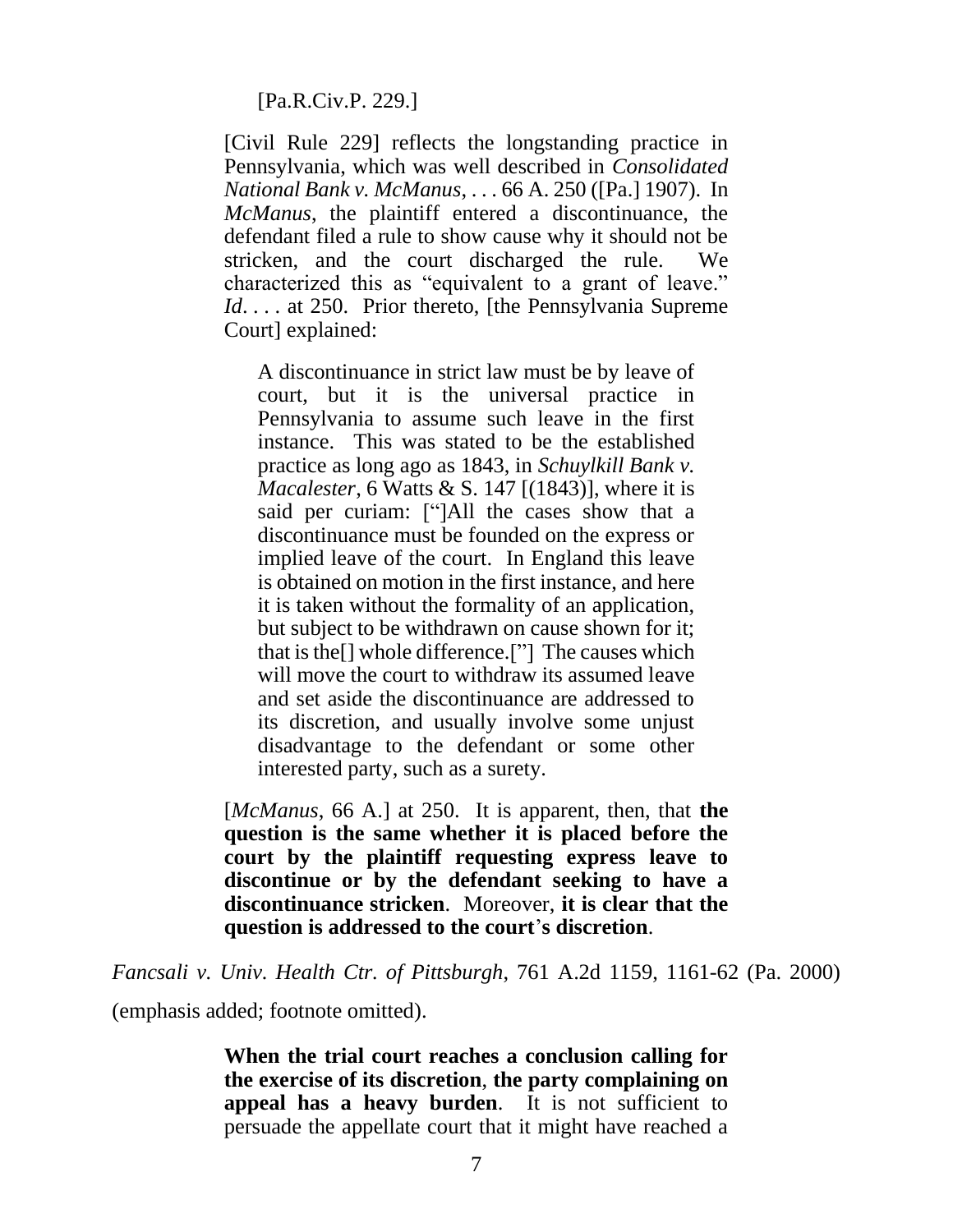> [Pa.R.Civ.P. 229.]
>
> [Civil Rule 229] reflects the longstanding practice in Pennsylvania, which was well described in *Consolidated National Bank v. McManus*, . . . 66 A. 250 ([Pa.] 1907). In *McManus*, the plaintiff entered a discontinuance, the defendant filed a rule to show cause why it should not be stricken, and the court discharged the rule. We characterized this as "equivalent to a grant of leave." *Id*. . . . at 250. Prior thereto, [the Pennsylvania Supreme Court] explained:
>
> > A discontinuance in strict law must be by leave of court, but it is the universal practice in Pennsylvania to assume such leave in the first instance. This was stated to be the established practice as long ago as 1843, in *Schuylkill Bank v. Macalester*, 6 Watts & S. 147 [(1843)], where it is said per curiam: ["]All the cases show that a discontinuance must be founded on the express or implied leave of the court. In England this leave is obtained on motion in the first instance, and here it is taken without the formality of an application, but subject to be withdrawn on cause shown for it; that is the[] whole difference.["] The causes which will move the court to withdraw its assumed leave and set aside the discontinuance are addressed to its discretion, and usually involve some unjust disadvantage to the defendant or some other interested party, such as a surety.
>
> [*McManus*, 66 A.] at 250. It is apparent, then, that **the question is the same whether it is placed before the court by the plaintiff requesting express leave to discontinue or by the defendant seeking to have a discontinuance stricken**. Moreover, **it is clear that the question is addressed to the court's discretion**.

*Fancsali v. Univ. Health Ctr. of Pittsburgh*, 761 A.2d 1159, 1161-62 (Pa. 2000) (emphasis added; footnote omitted).

> **When the trial court reaches a conclusion calling for the exercise of its discretion**, **the party complaining on appeal has a heavy burden**. It is not sufficient to persuade the appellate court that it might have reached a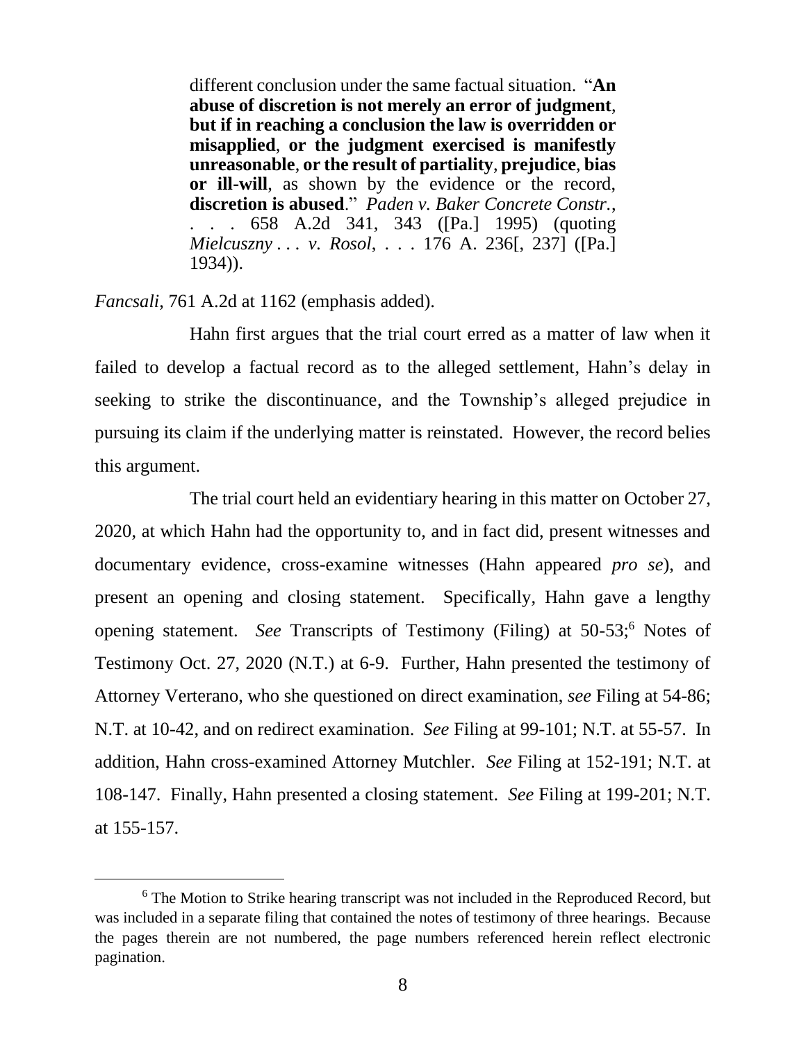> different conclusion under the same factual situation. "**An abuse of discretion is not merely an error of judgment**, **but if in reaching a conclusion the law is overridden or misapplied**, **or the judgment exercised is manifestly unreasonable**, **or the result of partiality**, **prejudice**, **bias or ill-will**, as shown by the evidence or the record, **discretion is abused**." *Paden v. Baker Concrete Constr.*, . . . 658 A.2d 341, 343 ([Pa.] 1995) (quoting *Mielcuszny . . . v. Rosol*, . . . 176 A. 236[, 237] ([Pa.] 1934)).

*Fancsali*, 761 A.2d at 1162 (emphasis added).

Hahn first argues that the trial court erred as a matter of law when it failed to develop a factual record as to the alleged settlement, Hahn's delay in seeking to strike the discontinuance, and the Township's alleged prejudice in pursuing its claim if the underlying matter is reinstated. However, the record belies this argument.

The trial court held an evidentiary hearing in this matter on October 27, 2020, at which Hahn had the opportunity to, and in fact did, present witnesses and documentary evidence, cross-examine witnesses (Hahn appeared *pro se*), and present an opening and closing statement. Specifically, Hahn gave a lengthy opening statement. *See* Transcripts of Testimony (Filing) at 50-53;[6] Notes of Testimony Oct. 27, 2020 (N.T.) at 6-9. Further, Hahn presented the testimony of Attorney Verterano, who she questioned on direct examination, *see* Filing at 54-86; N.T. at 10-42, and on redirect examination. *See* Filing at 99-101; N.T. at 55-57. In addition, Hahn cross-examined Attorney Mutchler. *See* Filing at 152-191; N.T. at 108-147. Finally, Hahn presented a closing statement. *See* Filing at 199-201; N.T. at 155-157.

[6] The Motion to Strike hearing transcript was not included in the Reproduced Record, but was included in a separate filing that contained the notes of testimony of three hearings. Because the pages therein are not numbered, the page numbers referenced herein reflect electronic pagination.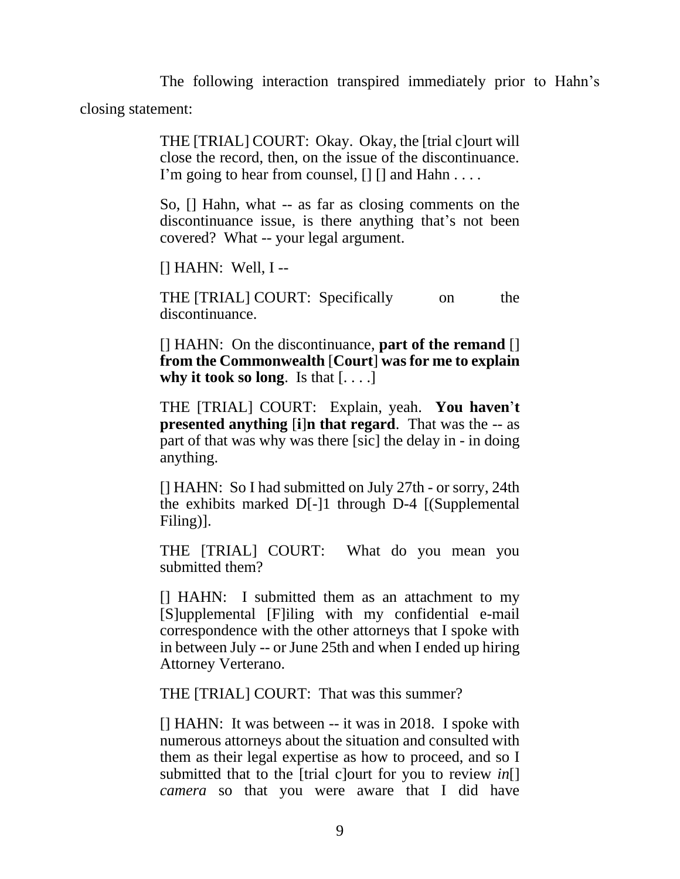The following interaction transpired immediately prior to Hahn's closing statement:

> THE [TRIAL] COURT: Okay. Okay, the [trial c]ourt will close the record, then, on the issue of the discontinuance. I'm going to hear from counsel, [] [] and Hahn . . . .
>
> So, [] Hahn, what -- as far as closing comments on the discontinuance issue, is there anything that's not been covered? What -- your legal argument.
>
> [] HAHN: Well, I --
>
> THE [TRIAL] COURT: Specifically on the discontinuance.
>
> [] HAHN: On the discontinuance, **part of the remand** [] **from the Commonwealth** [**Court**] **was for me to explain why it took so long**. Is that [. . . .]
>
> THE [TRIAL] COURT: Explain, yeah. **You haven't presented anything** [**i**]**n that regard**. That was the -- as part of that was why was there [sic] the delay in - in doing anything.
>
> [] HAHN: So I had submitted on July 27th - or sorry, 24th the exhibits marked D[-]1 through D-4 [(Supplemental Filing)].
>
> THE [TRIAL] COURT: What do you mean you submitted them?
>
> [] HAHN: I submitted them as an attachment to my [S]upplemental [F]iling with my confidential e-mail correspondence with the other attorneys that I spoke with in between July -- or June 25th and when I ended up hiring Attorney Verterano.
>
> THE [TRIAL] COURT: That was this summer?
>
> [] HAHN: It was between -- it was in 2018. I spoke with numerous attorneys about the situation and consulted with them as their legal expertise as how to proceed, and so I submitted that to the [trial c]ourt for you to review *in*[] *camera* so that you were aware that I did have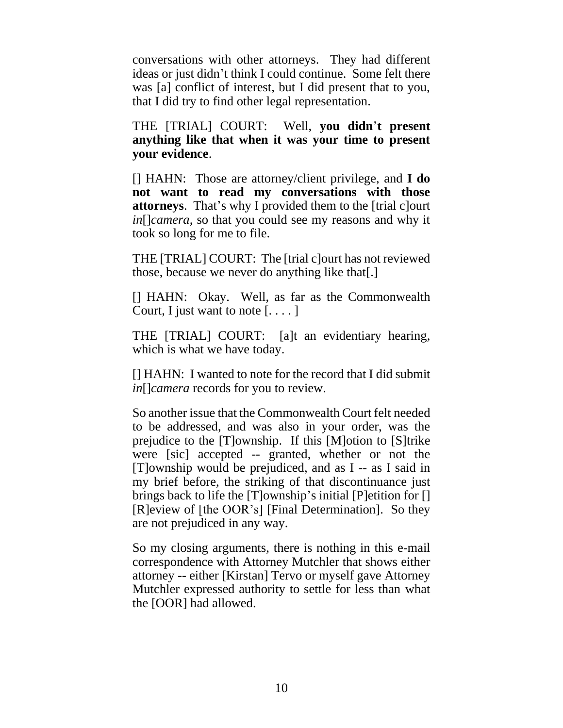conversations with other attorneys. They had different ideas or just didn't think I could continue. Some felt there was [a] conflict of interest, but I did present that to you, that I did try to find other legal representation.

THE [TRIAL] COURT: Well, **you didn't present anything like that when it was your time to present your evidence**.

[] HAHN: Those are attorney/client privilege, and **I do not want to read my conversations with those attorneys**. That's why I provided them to the [trial c]ourt *in*[]*camera*, so that you could see my reasons and why it took so long for me to file.

THE [TRIAL] COURT: The [trial c]ourt has not reviewed those, because we never do anything like that[.]

[] HAHN: Okay. Well, as far as the Commonwealth Court, I just want to note [. . . . ]

THE [TRIAL] COURT: [a]t an evidentiary hearing, which is what we have today.

[] HAHN: I wanted to note for the record that I did submit *in*[]*camera* records for you to review.

So another issue that the Commonwealth Court felt needed to be addressed, and was also in your order, was the prejudice to the [T]ownship. If this [M]otion to [S]trike were [sic] accepted -- granted, whether or not the [T]ownship would be prejudiced, and as I -- as I said in my brief before, the striking of that discontinuance just brings back to life the [T]ownship's initial [P]etition for [] [R]eview of [the OOR's] [Final Determination]. So they are not prejudiced in any way.

So my closing arguments, there is nothing in this e-mail correspondence with Attorney Mutchler that shows either attorney -- either [Kirstan] Tervo or myself gave Attorney Mutchler expressed authority to settle for less than what the [OOR] had allowed.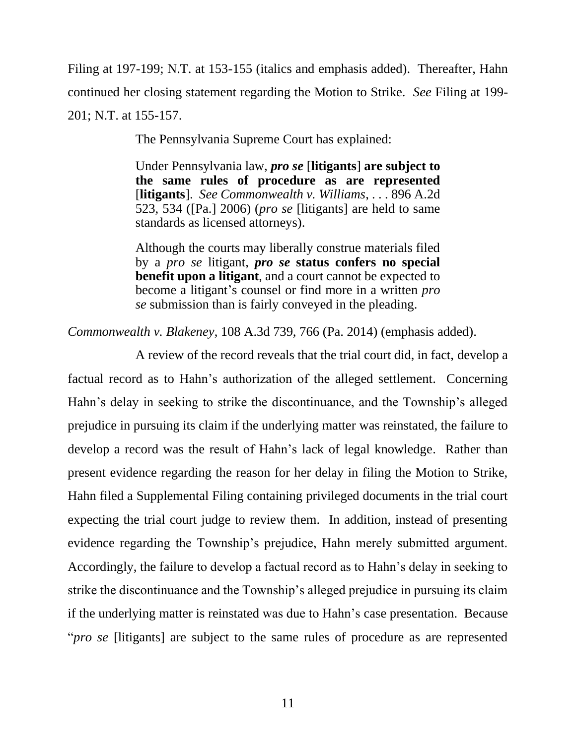Filing at 197-199; N.T. at 153-155 (italics and emphasis added). Thereafter, Hahn continued her closing statement regarding the Motion to Strike. *See* Filing at 199-201; N.T. at 155-157.

The Pennsylvania Supreme Court has explained:

> Under Pennsylvania law, ***pro se*** [**litigants**] **are subject to the same rules of procedure as are represented** [**litigants**]. *See Commonwealth v. Williams*, . . . 896 A.2d 523, 534 ([Pa.] 2006) (*pro se* [litigants] are held to same standards as licensed attorneys).
>
> Although the courts may liberally construe materials filed by a *pro se* litigant, ***pro se* status confers no special benefit upon a litigant**, and a court cannot be expected to become a litigant's counsel or find more in a written *pro se* submission than is fairly conveyed in the pleading.

*Commonwealth v. Blakeney*, 108 A.3d 739, 766 (Pa. 2014) (emphasis added).

A review of the record reveals that the trial court did, in fact, develop a factual record as to Hahn's authorization of the alleged settlement. Concerning Hahn's delay in seeking to strike the discontinuance, and the Township's alleged prejudice in pursuing its claim if the underlying matter was reinstated, the failure to develop a record was the result of Hahn's lack of legal knowledge. Rather than present evidence regarding the reason for her delay in filing the Motion to Strike, Hahn filed a Supplemental Filing containing privileged documents in the trial court expecting the trial court judge to review them. In addition, instead of presenting evidence regarding the Township's prejudice, Hahn merely submitted argument. Accordingly, the failure to develop a factual record as to Hahn's delay in seeking to strike the discontinuance and the Township's alleged prejudice in pursuing its claim if the underlying matter is reinstated was due to Hahn's case presentation. Because "*pro se* [litigants] are subject to the same rules of procedure as are represented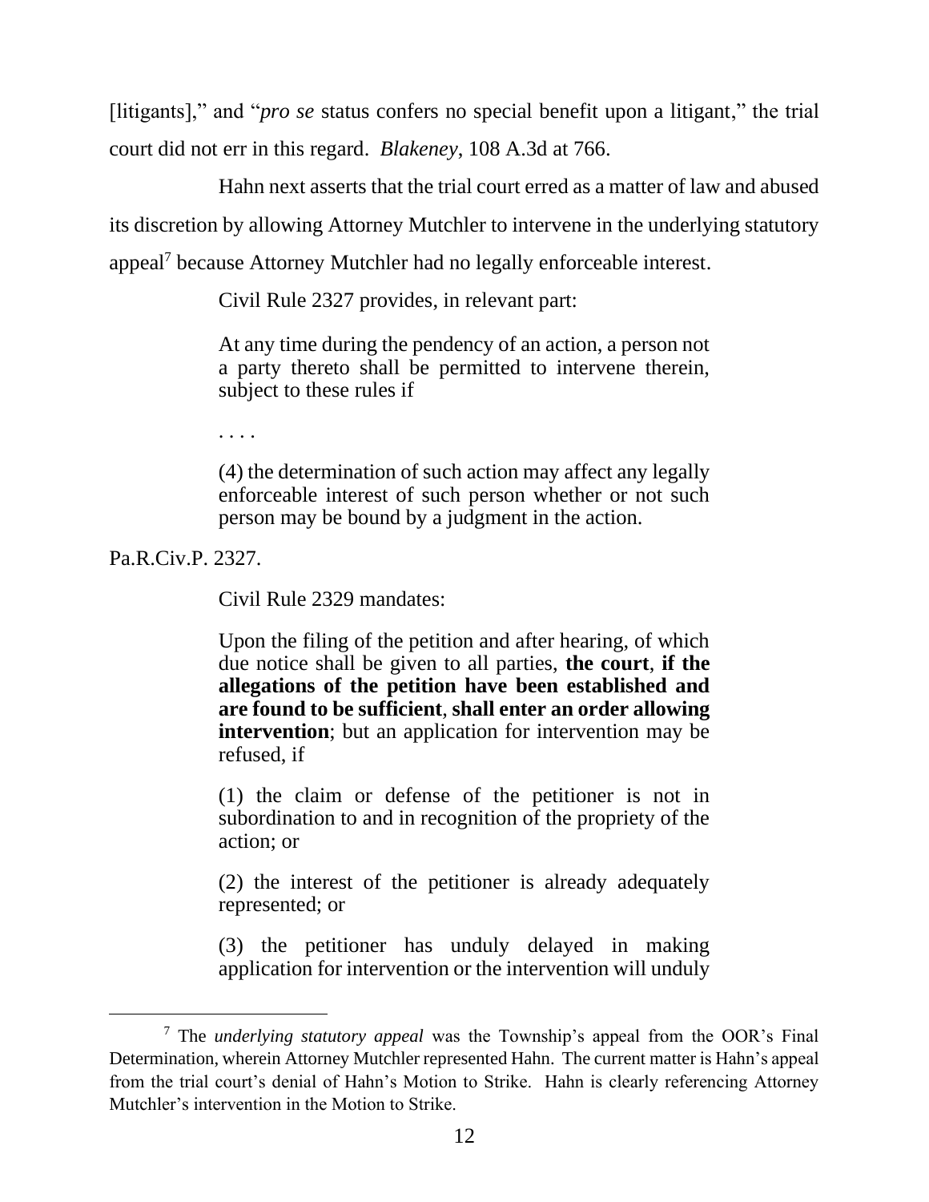[litigants]," and "*pro se* status confers no special benefit upon a litigant," the trial court did not err in this regard. *Blakeney*, 108 A.3d at 766.

Hahn next asserts that the trial court erred as a matter of law and abused its discretion by allowing Attorney Mutchler to intervene in the underlying statutory appeal[7] because Attorney Mutchler had no legally enforceable interest.

Civil Rule 2327 provides, in relevant part:

> At any time during the pendency of an action, a person not a party thereto shall be permitted to intervene therein, subject to these rules if
>
> . . . .
>
> (4) the determination of such action may affect any legally enforceable interest of such person whether or not such person may be bound by a judgment in the action.

Pa.R.Civ.P. 2327.

Civil Rule 2329 mandates:

> Upon the filing of the petition and after hearing, of which due notice shall be given to all parties, **the court**, **if the allegations of the petition have been established and are found to be sufficient**, **shall enter an order allowing intervention**; but an application for intervention may be refused, if
>
> (1) the claim or defense of the petitioner is not in subordination to and in recognition of the propriety of the action; or
>
> (2) the interest of the petitioner is already adequately represented; or
>
> (3) the petitioner has unduly delayed in making application for intervention or the intervention will unduly

---

[7] The *underlying statutory appeal* was the Township's appeal from the OOR's Final Determination, wherein Attorney Mutchler represented Hahn. The current matter is Hahn's appeal from the trial court's denial of Hahn's Motion to Strike. Hahn is clearly referencing Attorney Mutchler's intervention in the Motion to Strike.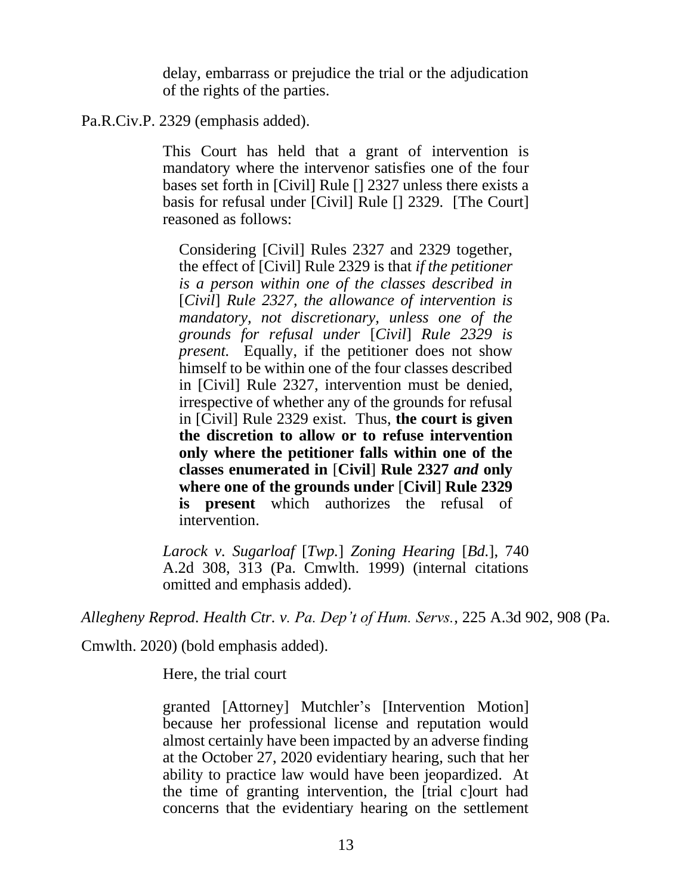> delay, embarrass or prejudice the trial or the adjudication of the rights of the parties.

Pa.R.Civ.P. 2329 (emphasis added).

> This Court has held that a grant of intervention is mandatory where the intervenor satisfies one of the four bases set forth in [Civil] Rule [] 2327 unless there exists a basis for refusal under [Civil] Rule [] 2329. [The Court] reasoned as follows:
>
>> Considering [Civil] Rules 2327 and 2329 together, the effect of [Civil] Rule 2329 is that *if the petitioner is a person within one of the classes described in* [*Civil*] *Rule 2327, the allowance of intervention is mandatory, not discretionary, unless one of the grounds for refusal under* [*Civil*] *Rule 2329 is present.* Equally, if the petitioner does not show himself to be within one of the four classes described in [Civil] Rule 2327, intervention must be denied, irrespective of whether any of the grounds for refusal in [Civil] Rule 2329 exist. Thus, **the court is given the discretion to allow or to refuse intervention only where the petitioner falls within one of the classes enumerated in** [**Civil**] **Rule 2327 *and* only where one of the grounds under** [**Civil**] **Rule 2329 is present** which authorizes the refusal of intervention.
>
> *Larock v. Sugarloaf* [*Twp.*] *Zoning Hearing* [*Bd.*], 740 A.2d 308, 313 (Pa. Cmwlth. 1999) (internal citations omitted and emphasis added).

*Allegheny Reprod. Health Ctr. v. Pa. Dep't of Hum. Servs.*, 225 A.3d 902, 908 (Pa. Cmwlth. 2020) (bold emphasis added).

> Here, the trial court
>
> granted [Attorney] Mutchler's [Intervention Motion] because her professional license and reputation would almost certainly have been impacted by an adverse finding at the October 27, 2020 evidentiary hearing, such that her ability to practice law would have been jeopardized. At the time of granting intervention, the [trial c]ourt had concerns that the evidentiary hearing on the settlement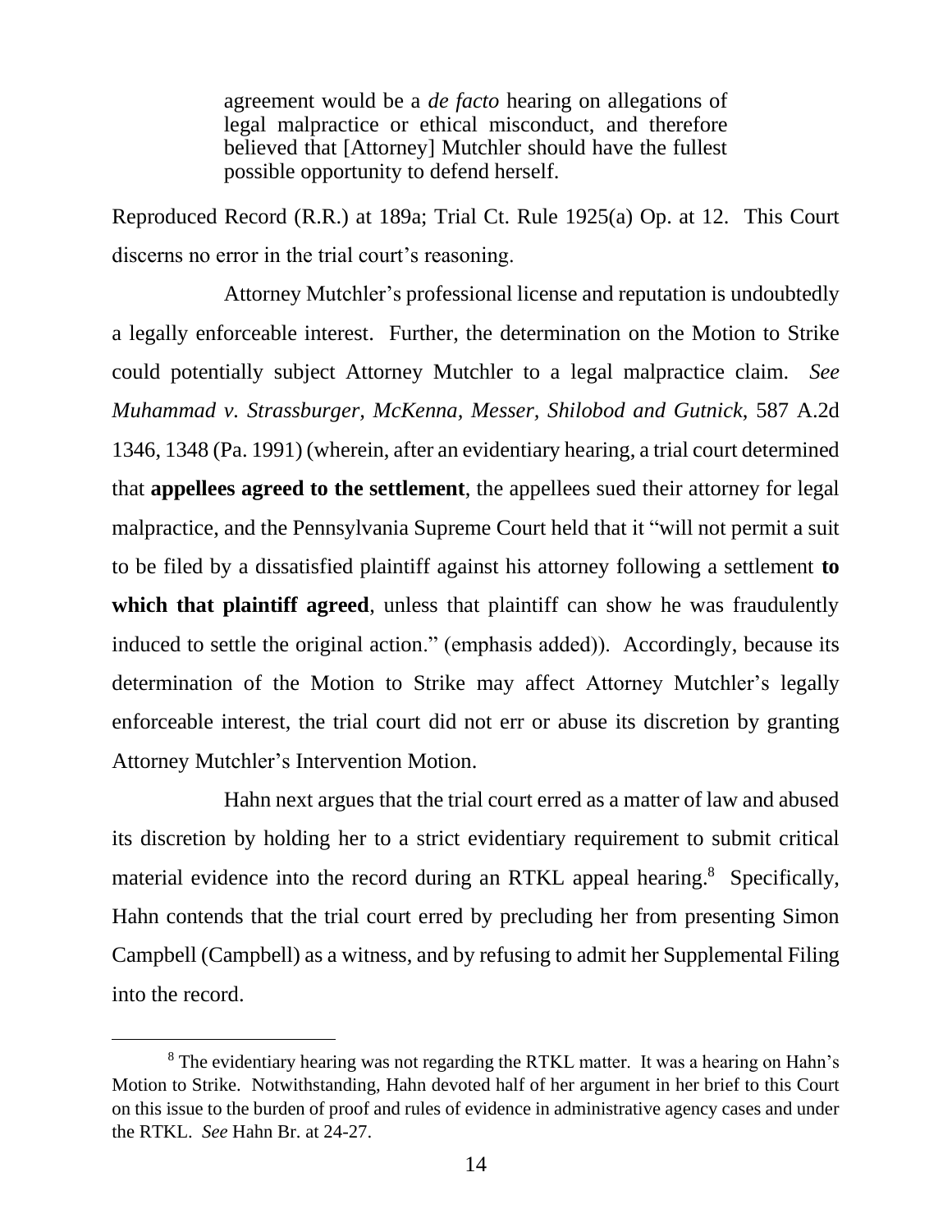> agreement would be a *de facto* hearing on allegations of legal malpractice or ethical misconduct, and therefore believed that [Attorney] Mutchler should have the fullest possible opportunity to defend herself.

Reproduced Record (R.R.) at 189a; Trial Ct. Rule 1925(a) Op. at 12. This Court discerns no error in the trial court's reasoning.

Attorney Mutchler's professional license and reputation is undoubtedly a legally enforceable interest. Further, the determination on the Motion to Strike could potentially subject Attorney Mutchler to a legal malpractice claim. *See Muhammad v. Strassburger, McKenna, Messer, Shilobod and Gutnick*, 587 A.2d 1346, 1348 (Pa. 1991) (wherein, after an evidentiary hearing, a trial court determined that **appellees agreed to the settlement**, the appellees sued their attorney for legal malpractice, and the Pennsylvania Supreme Court held that it "will not permit a suit to be filed by a dissatisfied plaintiff against his attorney following a settlement **to which that plaintiff agreed**, unless that plaintiff can show he was fraudulently induced to settle the original action." (emphasis added)). Accordingly, because its determination of the Motion to Strike may affect Attorney Mutchler's legally enforceable interest, the trial court did not err or abuse its discretion by granting Attorney Mutchler's Intervention Motion.

Hahn next argues that the trial court erred as a matter of law and abused its discretion by holding her to a strict evidentiary requirement to submit critical material evidence into the record during an RTKL appeal hearing.[8] Specifically, Hahn contends that the trial court erred by precluding her from presenting Simon Campbell (Campbell) as a witness, and by refusing to admit her Supplemental Filing into the record.

---

[8] The evidentiary hearing was not regarding the RTKL matter. It was a hearing on Hahn's Motion to Strike. Notwithstanding, Hahn devoted half of her argument in her brief to this Court on this issue to the burden of proof and rules of evidence in administrative agency cases and under the RTKL. *See* Hahn Br. at 24-27.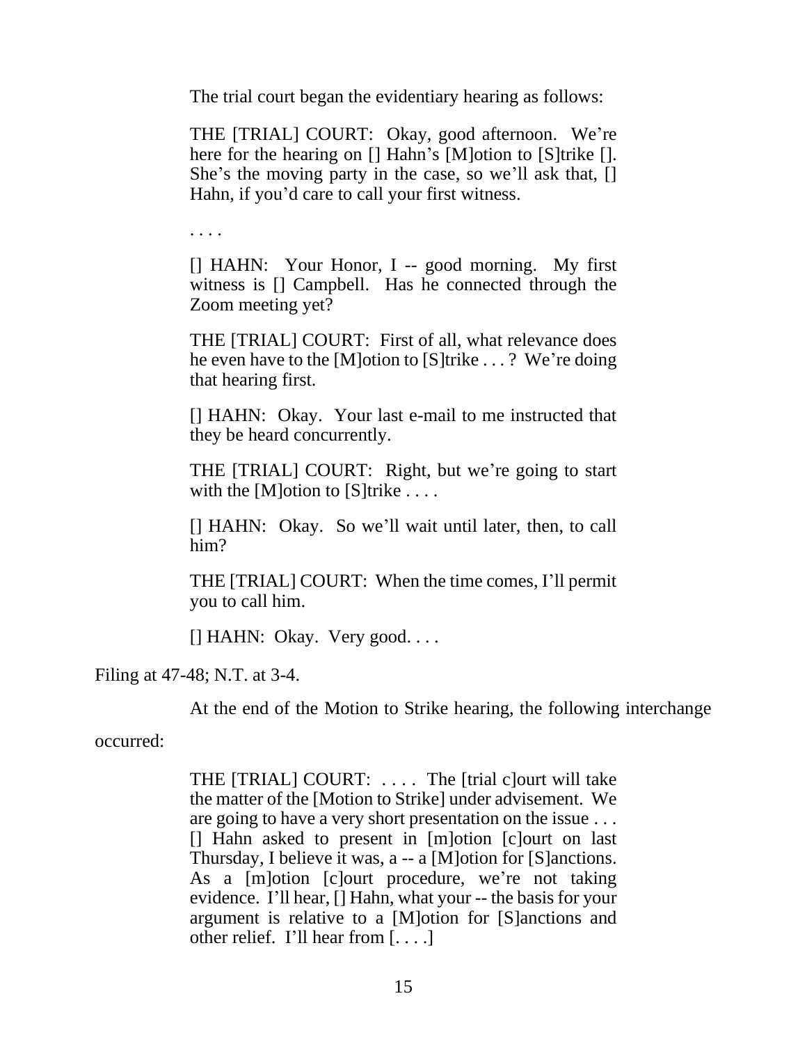The trial court began the evidentiary hearing as follows:

> THE [TRIAL] COURT: Okay, good afternoon. We're here for the hearing on [] Hahn's [M]otion to [S]trike []. She's the moving party in the case, so we'll ask that, [] Hahn, if you'd care to call your first witness.
>
> . . . .
>
> [] HAHN: Your Honor, I -- good morning. My first witness is [] Campbell. Has he connected through the Zoom meeting yet?
>
> THE [TRIAL] COURT: First of all, what relevance does he even have to the [M]otion to [S]trike . . . ? We're doing that hearing first.
>
> [] HAHN: Okay. Your last e-mail to me instructed that they be heard concurrently.
>
> THE [TRIAL] COURT: Right, but we're going to start with the [M]otion to [S]trike . . . .
>
> [] HAHN: Okay. So we'll wait until later, then, to call him?
>
> THE [TRIAL] COURT: When the time comes, I'll permit you to call him.
>
> [] HAHN: Okay. Very good. . . .

Filing at 47-48; N.T. at 3-4.

At the end of the Motion to Strike hearing, the following interchange occurred:

> THE [TRIAL] COURT: . . . . The [trial c]ourt will take the matter of the [Motion to Strike] under advisement. We are going to have a very short presentation on the issue . . . [] Hahn asked to present in [m]otion [c]ourt on last Thursday, I believe it was, a -- a [M]otion for [S]anctions. As a [m]otion [c]ourt procedure, we're not taking evidence. I'll hear, [] Hahn, what your -- the basis for your argument is relative to a [M]otion for [S]anctions and other relief. I'll hear from [. . . .]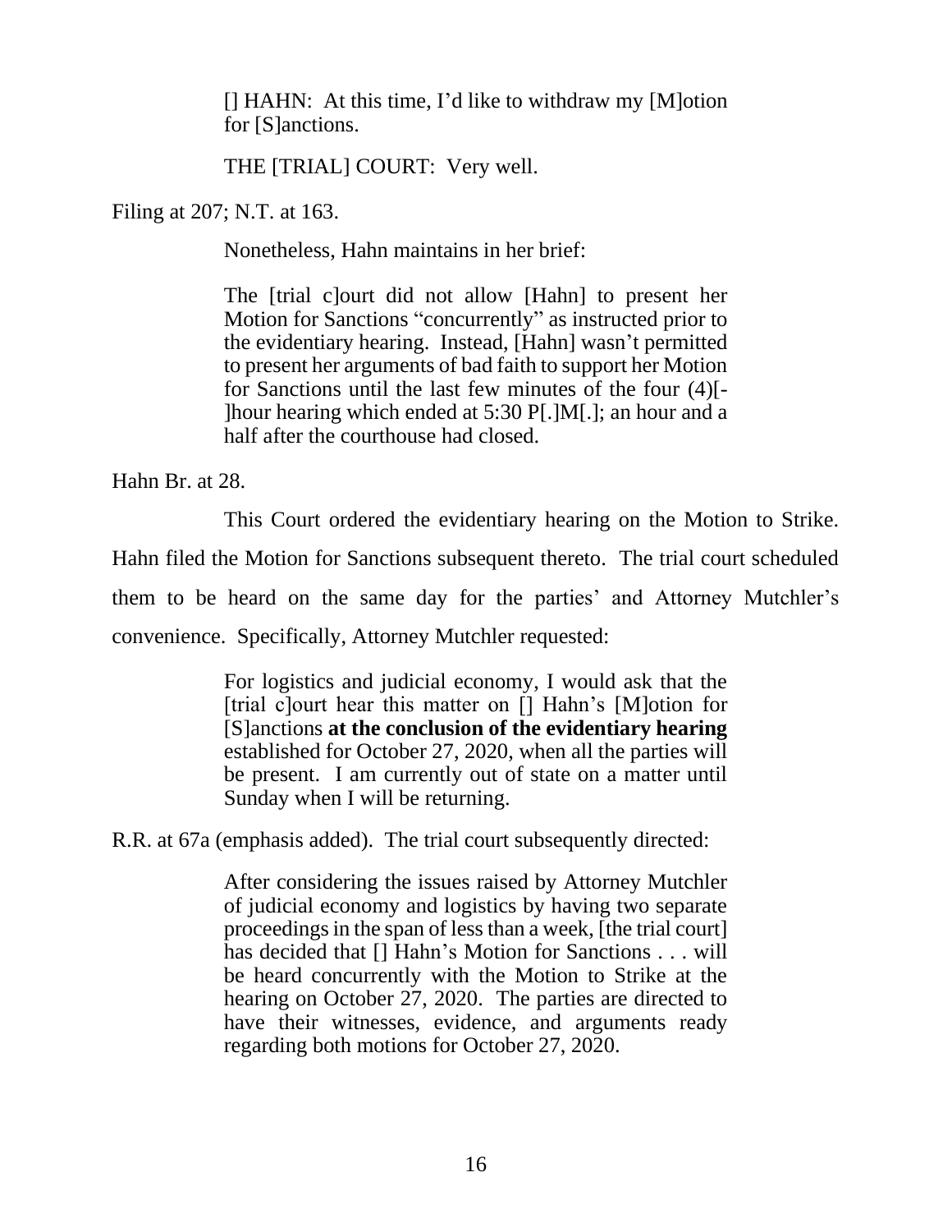> [] HAHN: At this time, I'd like to withdraw my [M]otion for [S]anctions.
>
> THE [TRIAL] COURT: Very well.

Filing at 207; N.T. at 163.

Nonetheless, Hahn maintains in her brief:

> The [trial c]ourt did not allow [Hahn] to present her Motion for Sanctions "concurrently" as instructed prior to the evidentiary hearing. Instead, [Hahn] wasn't permitted to present her arguments of bad faith to support her Motion for Sanctions until the last few minutes of the four (4)[-]hour hearing which ended at 5:30 P[.]M[.]; an hour and a half after the courthouse had closed.

Hahn Br. at 28.

This Court ordered the evidentiary hearing on the Motion to Strike. Hahn filed the Motion for Sanctions subsequent thereto. The trial court scheduled them to be heard on the same day for the parties' and Attorney Mutchler's convenience. Specifically, Attorney Mutchler requested:

> For logistics and judicial economy, I would ask that the [trial c]ourt hear this matter on [] Hahn's [M]otion for [S]anctions **at the conclusion of the evidentiary hearing** established for October 27, 2020, when all the parties will be present. I am currently out of state on a matter until Sunday when I will be returning.

R.R. at 67a (emphasis added). The trial court subsequently directed:

> After considering the issues raised by Attorney Mutchler of judicial economy and logistics by having two separate proceedings in the span of less than a week, [the trial court] has decided that [] Hahn's Motion for Sanctions . . . will be heard concurrently with the Motion to Strike at the hearing on October 27, 2020. The parties are directed to have their witnesses, evidence, and arguments ready regarding both motions for October 27, 2020.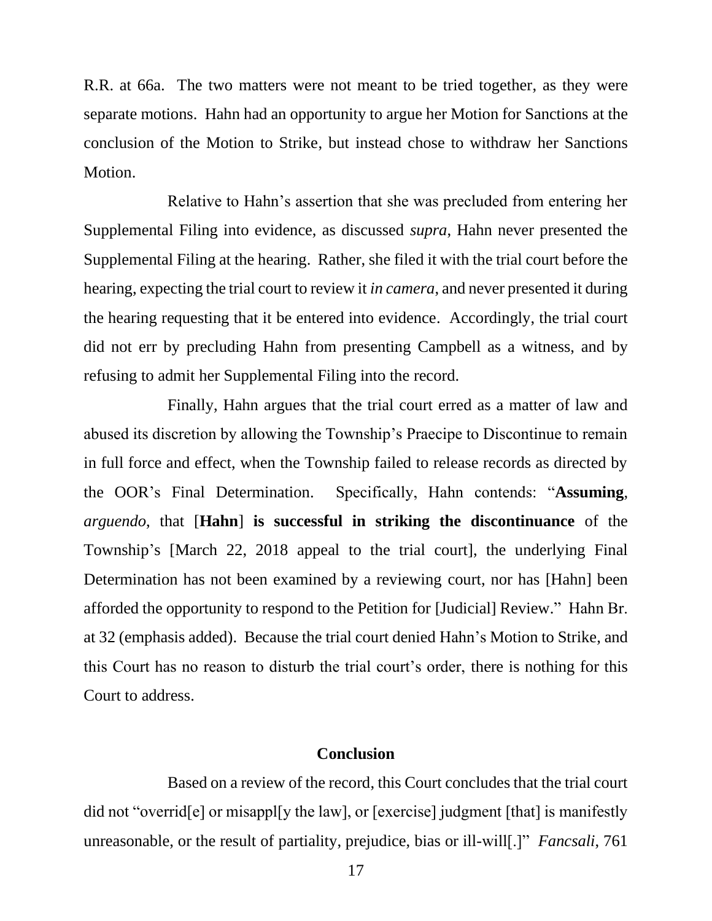R.R. at 66a. The two matters were not meant to be tried together, as they were separate motions. Hahn had an opportunity to argue her Motion for Sanctions at the conclusion of the Motion to Strike, but instead chose to withdraw her Sanctions Motion.

Relative to Hahn's assertion that she was precluded from entering her Supplemental Filing into evidence, as discussed *supra*, Hahn never presented the Supplemental Filing at the hearing. Rather, she filed it with the trial court before the hearing, expecting the trial court to review it *in camera*, and never presented it during the hearing requesting that it be entered into evidence. Accordingly, the trial court did not err by precluding Hahn from presenting Campbell as a witness, and by refusing to admit her Supplemental Filing into the record.

Finally, Hahn argues that the trial court erred as a matter of law and abused its discretion by allowing the Township's Praecipe to Discontinue to remain in full force and effect, when the Township failed to release records as directed by the OOR's Final Determination. Specifically, Hahn contends: "**Assuming**, *arguendo*, that [**Hahn**] **is successful in striking the discontinuance** of the Township's [March 22, 2018 appeal to the trial court], the underlying Final Determination has not been examined by a reviewing court, nor has [Hahn] been afforded the opportunity to respond to the Petition for [Judicial] Review." Hahn Br. at 32 (emphasis added). Because the trial court denied Hahn's Motion to Strike, and this Court has no reason to disturb the trial court's order, there is nothing for this Court to address.

## Conclusion

Based on a review of the record, this Court concludes that the trial court did not "overrid[e] or misappl[y the law], or [exercise] judgment [that] is manifestly unreasonable, or the result of partiality, prejudice, bias or ill-will[.]" *Fancsali*, 761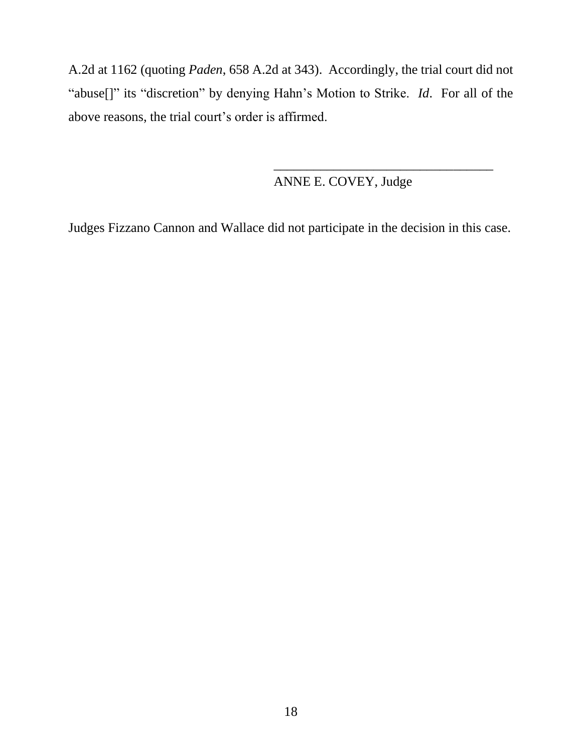A.2d at 1162 (quoting *Paden*, 658 A.2d at 343). Accordingly, the trial court did not "abuse[]" its "discretion" by denying Hahn's Motion to Strike. *Id*. For all of the above reasons, the trial court's order is affirmed.

\_\_\_\_\_\_\_\_\_\_\_\_\_\_\_\_\_\_\_\_\_\_\_\_\_\_\_\_\_\_\_\_\_\_

ANNE E. COVEY, Judge

Judges Fizzano Cannon and Wallace did not participate in the decision in this case.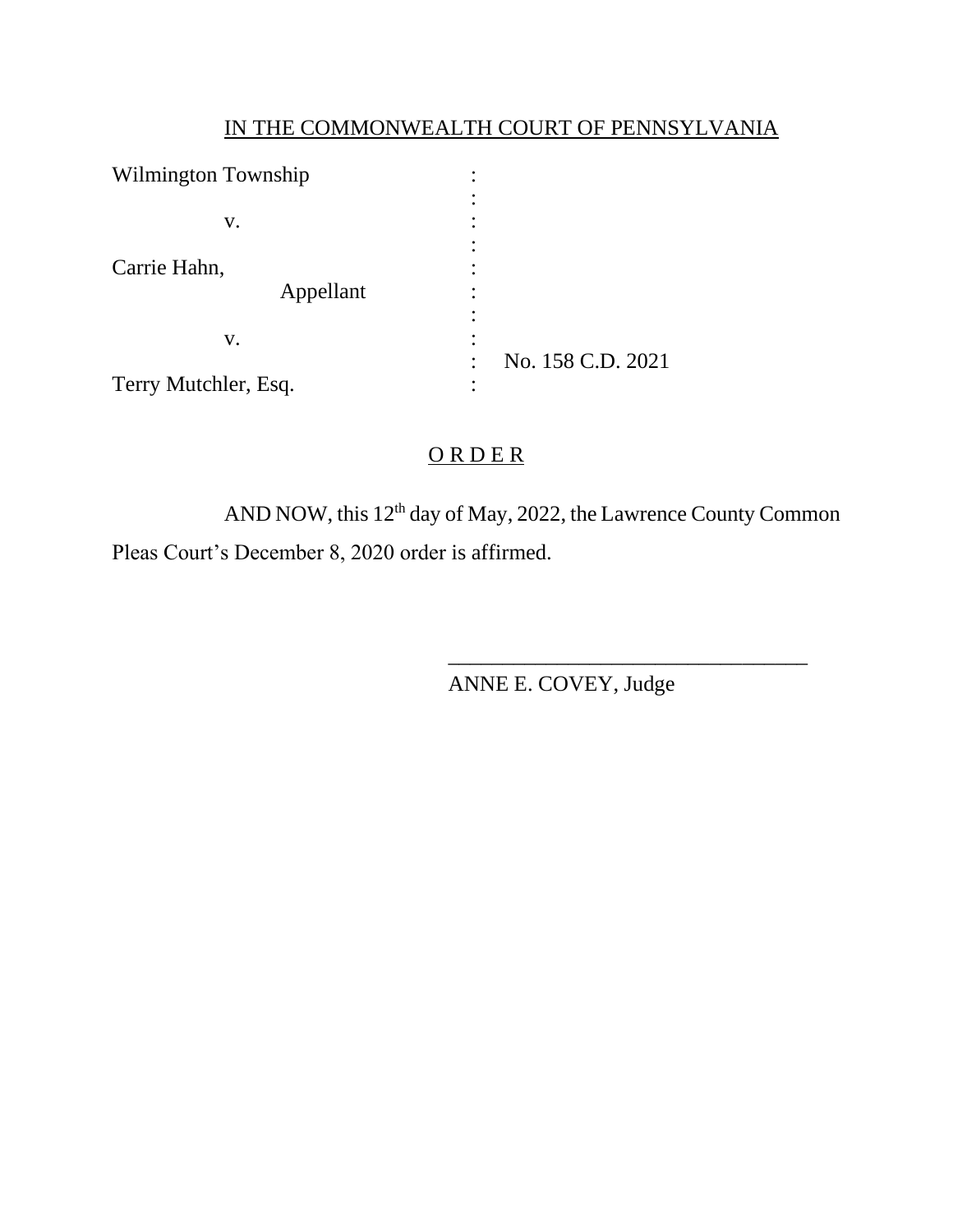IN THE COMMONWEALTH COURT OF PENNSYLVANIA

| | | |
|---|---|---|
| Wilmington Township | : | |
| | : | |
| v. | : | |
| | : | |
| Carrie Hahn, | : | |
| Appellant | : | |
| | : | |
| v. | : | |
| | : | No. 158 C.D. 2021 |
| Terry Mutchler, Esq. | : | |

O R D E R

AND NOW, this 12th day of May, 2022, the Lawrence County Common Pleas Court's December 8, 2020 order is affirmed.

\_\_\_\_\_\_\_\_\_\_\_\_\_\_\_\_\_\_\_\_\_\_\_\_\_\_\_\_\_\_\_\_\_\_

ANNE E. COVEY, Judge